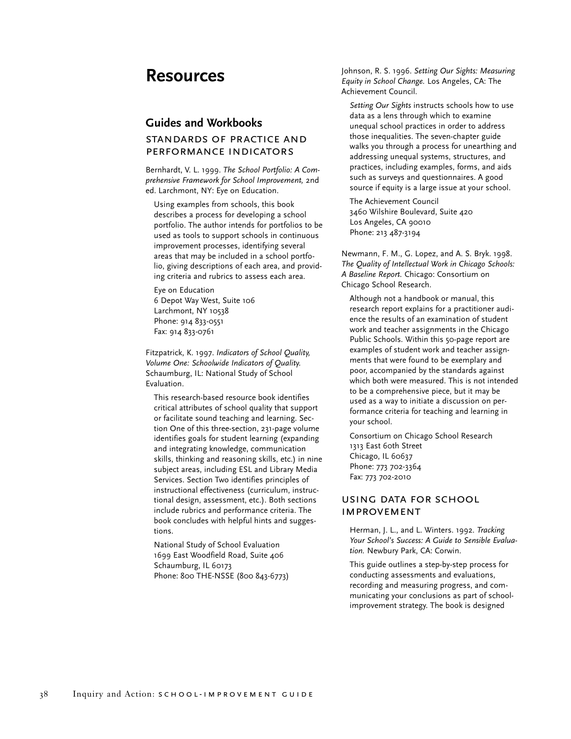# Resources

## Guides and Workbooks

### STANDARDS OF PRACTICE AND PERFORMANCE INDICATORS

Bernhardt, V. L. 1999. *The School Portfolio: A Comprehensive Framework for School Improvement,* 2nd ed. Larchmont, NY: Eye on Education.

Using examples from schools, this book describes a process for developing a school portfolio. The author intends for portfolios to be used as tools to support schools in continuous improvement processes, identifying several areas that may be included in a school portfolio, giving descriptions of each area, and providing criteria and rubrics to assess each area.

Eye on Education
6 Depot Way West, Suite 106
Larchmont, NY 10538
Phone: 914 833-0551
Fax: 914 833-0761

Fitzpatrick, K. 1997. *Indicators of School Quality, Volume One: Schoolwide Indicators of Quality.* Schaumburg, IL: National Study of School Evaluation.

This research-based resource book identifies critical attributes of school quality that support or facilitate sound teaching and learning. Section One of this three-section, 231-page volume identifies goals for student learning (expanding and integrating knowledge, communication skills, thinking and reasoning skills, etc.) in nine subject areas, including ESL and Library Media Services. Section Two identifies principles of instructional effectiveness (curriculum, instructional design, assessment, etc.). Both sections include rubrics and performance criteria. The book concludes with helpful hints and suggestions.

National Study of School Evaluation
1699 East Woodfield Road, Suite 406
Schaumburg, IL 60173
Phone: 800 THE-NSSE (800 843-6773)

Johnson, R. S. 1996. *Setting Our Sights: Measuring Equity in School Change.* Los Angeles, CA: The Achievement Council.

*Setting Our Sights* instructs schools how to use data as a lens through which to examine unequal school practices in order to address those inequalities. The seven-chapter guide walks you through a process for unearthing and addressing unequal systems, structures, and practices, including examples, forms, and aids such as surveys and questionnaires. A good source if equity is a large issue at your school.

The Achievement Council
3460 Wilshire Boulevard, Suite 420
Los Angeles, CA 90010
Phone: 213 487-3194

Newmann, F. M., G. Lopez, and A. S. Bryk. 1998. *The Quality of Intellectual Work in Chicago Schools: A Baseline Report.* Chicago: Consortium on Chicago School Research.

Although not a handbook or manual, this research report explains for a practitioner audience the results of an examination of student work and teacher assignments in the Chicago Public Schools. Within this 50-page report are examples of student work and teacher assignments that were found to be exemplary and poor, accompanied by the standards against which both were measured. This is not intended to be a comprehensive piece, but it may be used as a way to initiate a discussion on performance criteria for teaching and learning in your school.

Consortium on Chicago School Research
1313 East 60th Street
Chicago, IL 60637
Phone: 773 702-3364
Fax: 773 702-2010

### USING DATA FOR SCHOOL IMPROVEMENT

Herman, J. L., and L. Winters. 1992. *Tracking Your School's Success: A Guide to Sensible Evaluation.* Newbury Park, CA: Corwin.

This guide outlines a step-by-step process for conducting assessments and evaluations, recording and measuring progress, and communicating your conclusions as part of school-improvement strategy. The book is designed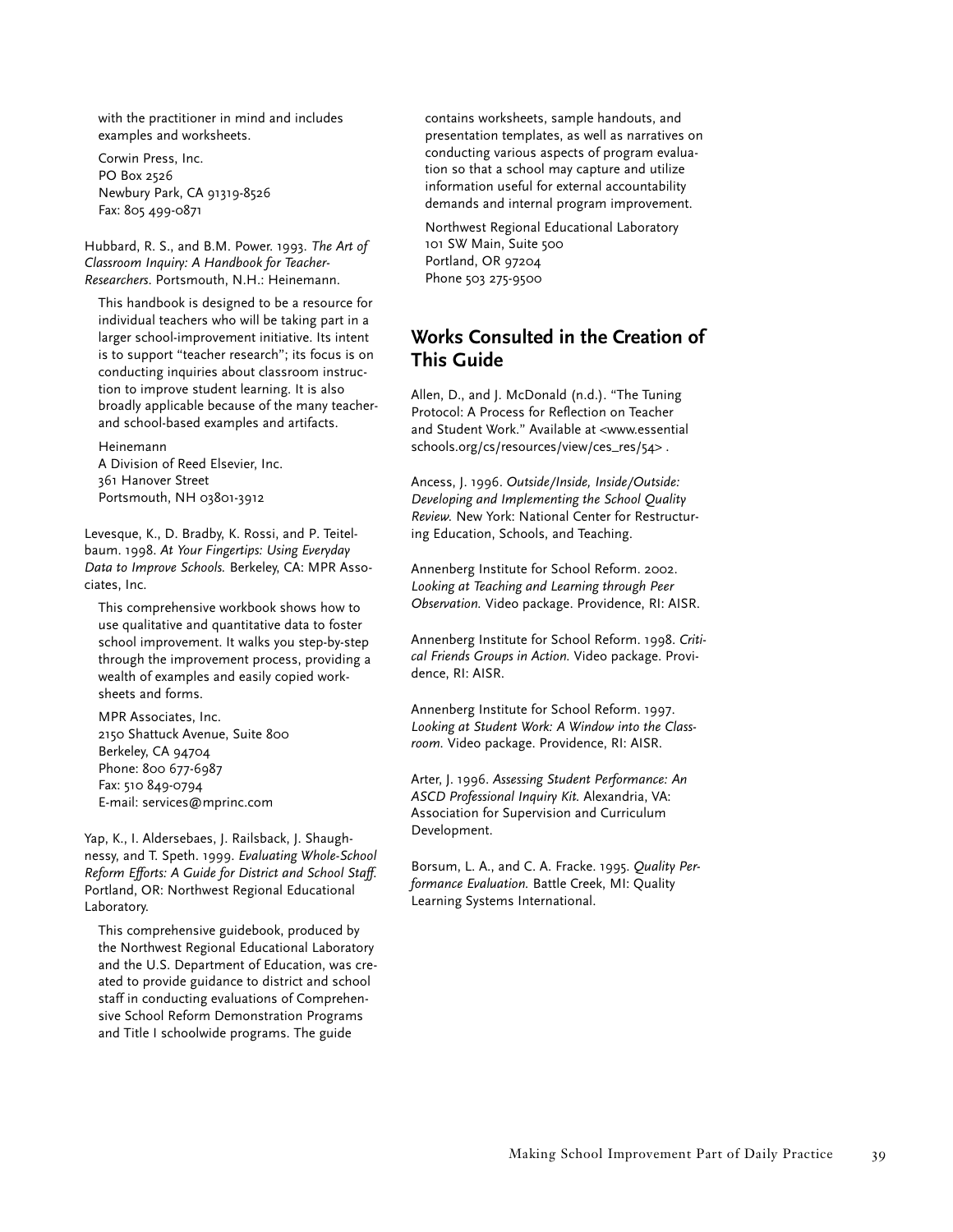with the practitioner in mind and includes examples and worksheets.

Corwin Press, Inc.
PO Box 2526
Newbury Park, CA 91319-8526
Fax: 805 499-0871

Hubbard, R. S., and B.M. Power. 1993. *The Art of Classroom Inquiry: A Handbook for Teacher-Researchers*. Portsmouth, N.H.: Heinemann.

This handbook is designed to be a resource for individual teachers who will be taking part in a larger school-improvement initiative. Its intent is to support "teacher research"; its focus is on conducting inquiries about classroom instruction to improve student learning. It is also broadly applicable because of the many teacher- and school-based examples and artifacts.

Heinemann
A Division of Reed Elsevier, Inc.
361 Hanover Street
Portsmouth, NH 03801-3912

Levesque, K., D. Bradby, K. Rossi, and P. Teitelbaum. 1998. *At Your Fingertips: Using Everyday Data to Improve Schools.* Berkeley, CA: MPR Associates, Inc.

This comprehensive workbook shows how to use qualitative and quantitative data to foster school improvement. It walks you step-by-step through the improvement process, providing a wealth of examples and easily copied worksheets and forms.

MPR Associates, Inc.
2150 Shattuck Avenue, Suite 800
Berkeley, CA 94704
Phone: 800 677-6987
Fax: 510 849-0794
E-mail: services@mprinc.com

Yap, K., I. Aldersebaes, J. Railsback, J. Shaughnessy, and T. Speth. 1999. *Evaluating Whole-School Reform Efforts: A Guide for District and School Staff*. Portland, OR: Northwest Regional Educational Laboratory.

This comprehensive guidebook, produced by the Northwest Regional Educational Laboratory and the U.S. Department of Education, was created to provide guidance to district and school staff in conducting evaluations of Comprehensive School Reform Demonstration Programs and Title I schoolwide programs. The guide contains worksheets, sample handouts, and presentation templates, as well as narratives on conducting various aspects of program evaluation so that a school may capture and utilize information useful for external accountability demands and internal program improvement.

Northwest Regional Educational Laboratory
101 SW Main, Suite 500
Portland, OR 97204
Phone 503 275-9500

## Works Consulted in the Creation of This Guide

Allen, D., and J. McDonald (n.d.). "The Tuning Protocol: A Process for Reflection on Teacher and Student Work." Available at <www.essentialschools.org/cs/resources/view/ces_res/54> .

Ancess, J. 1996. *Outside/Inside, Inside/Outside: Developing and Implementing the School Quality Review.* New York: National Center for Restructuring Education, Schools, and Teaching.

Annenberg Institute for School Reform. 2002. *Looking at Teaching and Learning through Peer Observation.* Video package. Providence, RI: AISR.

Annenberg Institute for School Reform. 1998. *Critical Friends Groups in Action.* Video package. Providence, RI: AISR.

Annenberg Institute for School Reform. 1997. *Looking at Student Work: A Window into the Classroom.* Video package. Providence, RI: AISR.

Arter, J. 1996. *Assessing Student Performance: An ASCD Professional Inquiry Kit.* Alexandria, VA: Association for Supervision and Curriculum Development.

Borsum, L. A., and C. A. Fracke. 1995. *Quality Performance Evaluation.* Battle Creek, MI: Quality Learning Systems International.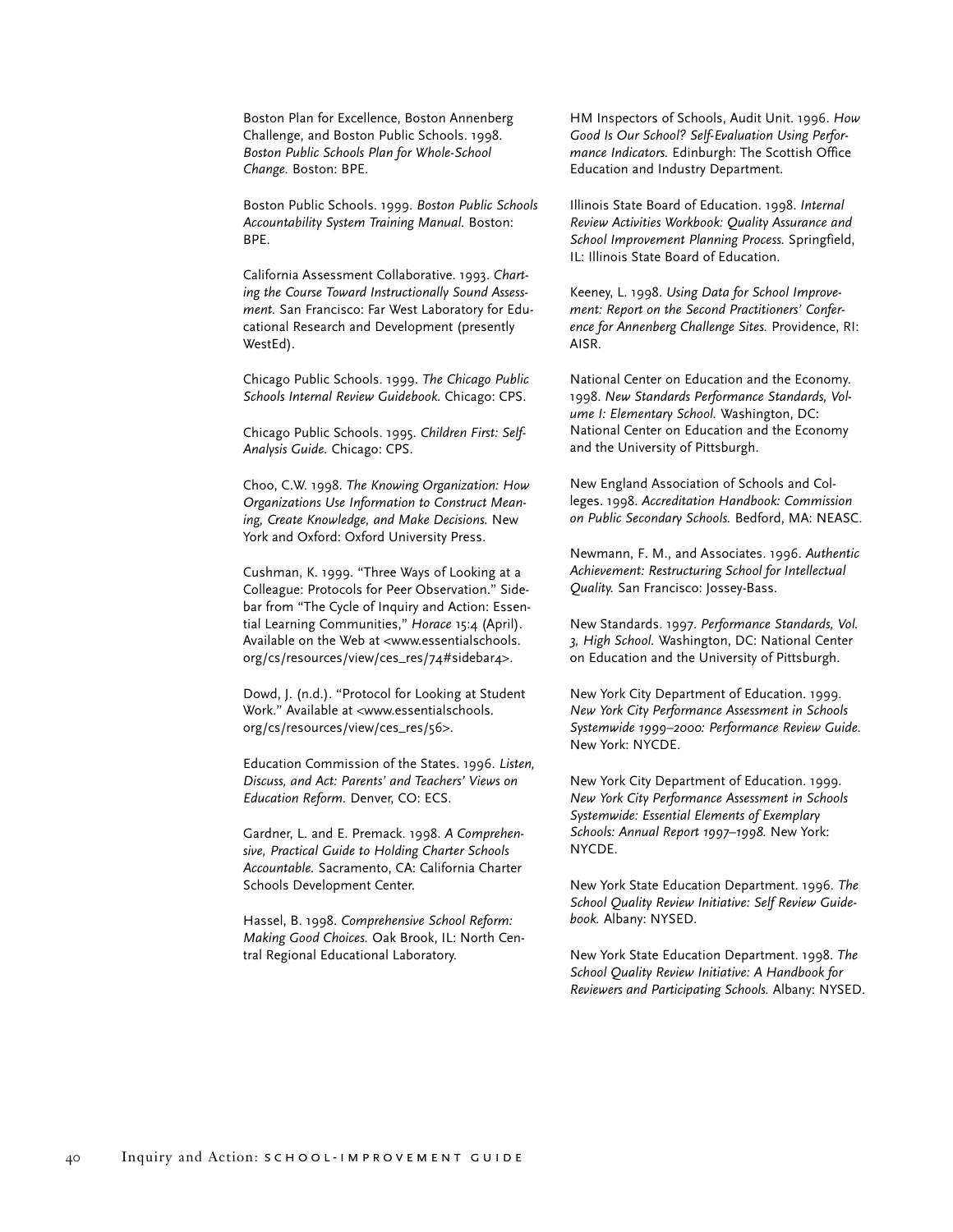Boston Plan for Excellence, Boston Annenberg Challenge, and Boston Public Schools. 1998. *Boston Public Schools Plan for Whole-School Change.* Boston: BPE.

Boston Public Schools. 1999. *Boston Public Schools Accountability System Training Manual.* Boston: BPE.

California Assessment Collaborative. 1993. *Charting the Course Toward Instructionally Sound Assessment.* San Francisco: Far West Laboratory for Educational Research and Development (presently WestEd).

Chicago Public Schools. 1999. *The Chicago Public Schools Internal Review Guidebook.* Chicago: CPS.

Chicago Public Schools. 1995. *Children First: Self-Analysis Guide.* Chicago: CPS.

Choo, C.W. 1998. *The Knowing Organization: How Organizations Use Information to Construct Meaning, Create Knowledge, and Make Decisions.* New York and Oxford: Oxford University Press.

Cushman, K. 1999. "Three Ways of Looking at a Colleague: Protocols for Peer Observation." Sidebar from "The Cycle of Inquiry and Action: Essential Learning Communities," *Horace* 15:4 (April). Available on the Web at <www.essentialschools.org/cs/resources/view/ces_res/74#sidebar4>.

Dowd, J. (n.d.). "Protocol for Looking at Student Work." Available at <www.essentialschools.org/cs/resources/view/ces_res/56>.

Education Commission of the States. 1996. *Listen, Discuss, and Act: Parents' and Teachers' Views on Education Reform.* Denver, CO: ECS.

Gardner, L. and E. Premack. 1998. *A Comprehensive, Practical Guide to Holding Charter Schools Accountable.* Sacramento, CA: California Charter Schools Development Center.

Hassel, B. 1998. *Comprehensive School Reform: Making Good Choices.* Oak Brook, IL: North Central Regional Educational Laboratory.

HM Inspectors of Schools, Audit Unit. 1996. *How Good Is Our School? Self-Evaluation Using Performance Indicators.* Edinburgh: The Scottish Office Education and Industry Department.

Illinois State Board of Education. 1998. *Internal Review Activities Workbook: Quality Assurance and School Improvement Planning Process.* Springfield, IL: Illinois State Board of Education.

Keeney, L. 1998. *Using Data for School Improvement: Report on the Second Practitioners' Conference for Annenberg Challenge Sites.* Providence, RI: AISR.

National Center on Education and the Economy. 1998. *New Standards Performance Standards, Volume I: Elementary School.* Washington, DC: National Center on Education and the Economy and the University of Pittsburgh.

New England Association of Schools and Colleges. 1998. *Accreditation Handbook: Commission on Public Secondary Schools.* Bedford, MA: NEASC.

Newmann, F. M., and Associates. 1996. *Authentic Achievement: Restructuring School for Intellectual Quality.* San Francisco: Jossey-Bass.

New Standards. 1997. *Performance Standards, Vol. 3, High School.* Washington, DC: National Center on Education and the University of Pittsburgh.

New York City Department of Education. 1999. *New York City Performance Assessment in Schools Systemwide 1999–2000: Performance Review Guide.* New York: NYCDE.

New York City Department of Education. 1999. *New York City Performance Assessment in Schools Systemwide: Essential Elements of Exemplary Schools: Annual Report 1997–1998.* New York: NYCDE.

New York State Education Department. 1996. *The School Quality Review Initiative: Self Review Guidebook.* Albany: NYSED.

New York State Education Department. 1998. *The School Quality Review Initiative: A Handbook for Reviewers and Participating Schools.* Albany: NYSED.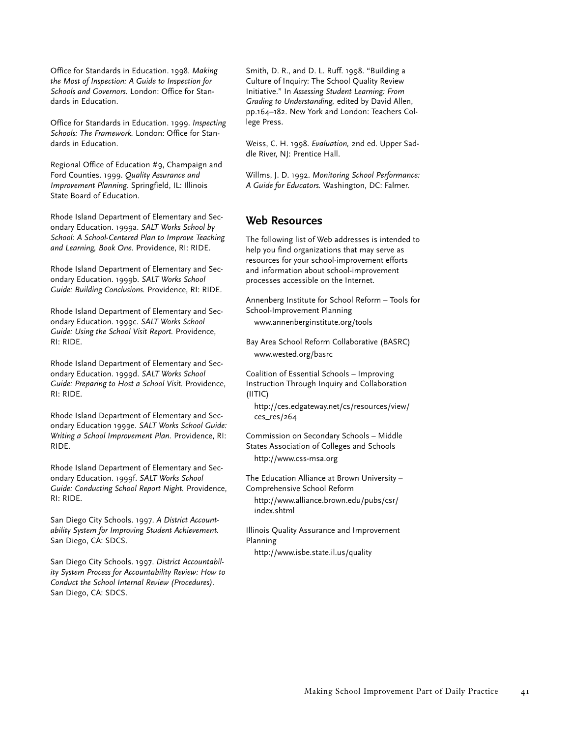Office for Standards in Education. 1998. *Making the Most of Inspection: A Guide to Inspection for Schools and Governors.* London: Office for Standards in Education.

Office for Standards in Education. 1999. *Inspecting Schools: The Framework.* London: Office for Standards in Education.

Regional Office of Education #9, Champaign and Ford Counties. 1999. *Quality Assurance and Improvement Planning.* Springfield, IL: Illinois State Board of Education.

Rhode Island Department of Elementary and Secondary Education. 1999a. *SALT Works School by School: A School-Centered Plan to Improve Teaching and Learning, Book One.* Providence, RI: RIDE.

Rhode Island Department of Elementary and Secondary Education. 1999b. *SALT Works School Guide: Building Conclusions.* Providence, RI: RIDE.

Rhode Island Department of Elementary and Secondary Education. 1999c. *SALT Works School Guide: Using the School Visit Report.* Providence, RI: RIDE.

Rhode Island Department of Elementary and Secondary Education. 1999d. *SALT Works School Guide: Preparing to Host a School Visit.* Providence, RI: RIDE.

Rhode Island Department of Elementary and Secondary Education 1999e. *SALT Works School Guide: Writing a School Improvement Plan.* Providence, RI: RIDE.

Rhode Island Department of Elementary and Secondary Education. 1999f. *SALT Works School Guide: Conducting School Report Night.* Providence, RI: RIDE.

San Diego City Schools. 1997. *A District Accountability System for Improving Student Achievement.* San Diego, CA: SDCS.

San Diego City Schools. 1997. *District Accountability System Process for Accountability Review: How to Conduct the School Internal Review (Procedures).* San Diego, CA: SDCS.

Smith, D. R., and D. L. Ruff. 1998. "Building a Culture of Inquiry: The School Quality Review Initiative." In *Assessing Student Learning: From Grading to Understanding,* edited by David Allen, pp.164–182. New York and London: Teachers College Press.

Weiss, C. H. 1998. *Evaluation,* 2nd ed. Upper Saddle River, NJ: Prentice Hall.

Willms, J. D. 1992. *Monitoring School Performance: A Guide for Educators.* Washington, DC: Falmer.

## Web Resources

The following list of Web addresses is intended to help you find organizations that may serve as resources for your school-improvement efforts and information about school-improvement processes accessible on the Internet.

Annenberg Institute for School Reform – Tools for School-Improvement Planning
www.annenberginstitute.org/tools

Bay Area School Reform Collaborative (BASRC)
www.wested.org/basrc

Coalition of Essential Schools – Improving Instruction Through Inquiry and Collaboration (IITIC)
http://ces.edgateway.net/cs/resources/view/ces_res/264

Commission on Secondary Schools – Middle States Association of Colleges and Schools
http://www.css-msa.org

The Education Alliance at Brown University – Comprehensive School Reform
http://www.alliance.brown.edu/pubs/csr/index.shtml

Illinois Quality Assurance and Improvement Planning
http://www.isbe.state.il.us/quality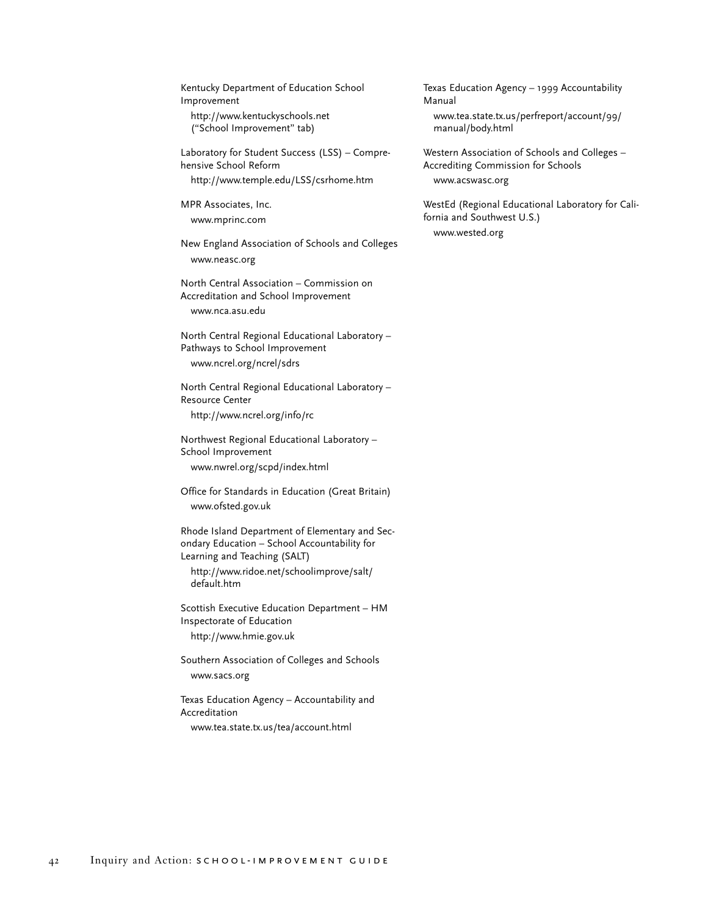Kentucky Department of Education School Improvement

http://www.kentuckyschools.net ("School Improvement" tab)

Laboratory for Student Success (LSS) – Comprehensive School Reform

http://www.temple.edu/LSS/csrhome.htm

MPR Associates, Inc.

www.mprinc.com

New England Association of Schools and Colleges

www.neasc.org

North Central Association – Commission on Accreditation and School Improvement

www.nca.asu.edu

North Central Regional Educational Laboratory – Pathways to School Improvement

www.ncrel.org/ncrel/sdrs

North Central Regional Educational Laboratory – Resource Center

http://www.ncrel.org/info/rc

Northwest Regional Educational Laboratory – School Improvement

www.nwrel.org/scpd/index.html

Office for Standards in Education (Great Britain)

www.ofsted.gov.uk

Rhode Island Department of Elementary and Secondary Education – School Accountability for Learning and Teaching (SALT)

http://www.ridoe.net/schoolimprove/salt/default.htm

Scottish Executive Education Department – HM Inspectorate of Education

http://www.hmie.gov.uk

Southern Association of Colleges and Schools

www.sacs.org

Texas Education Agency – Accountability and Accreditation

www.tea.state.tx.us/tea/account.html

Texas Education Agency – 1999 Accountability Manual

www.tea.state.tx.us/perfreport/account/99/manual/body.html

Western Association of Schools and Colleges – Accrediting Commission for Schools

www.acswasc.org

WestEd (Regional Educational Laboratory for California and Southwest U.S.)

www.wested.org